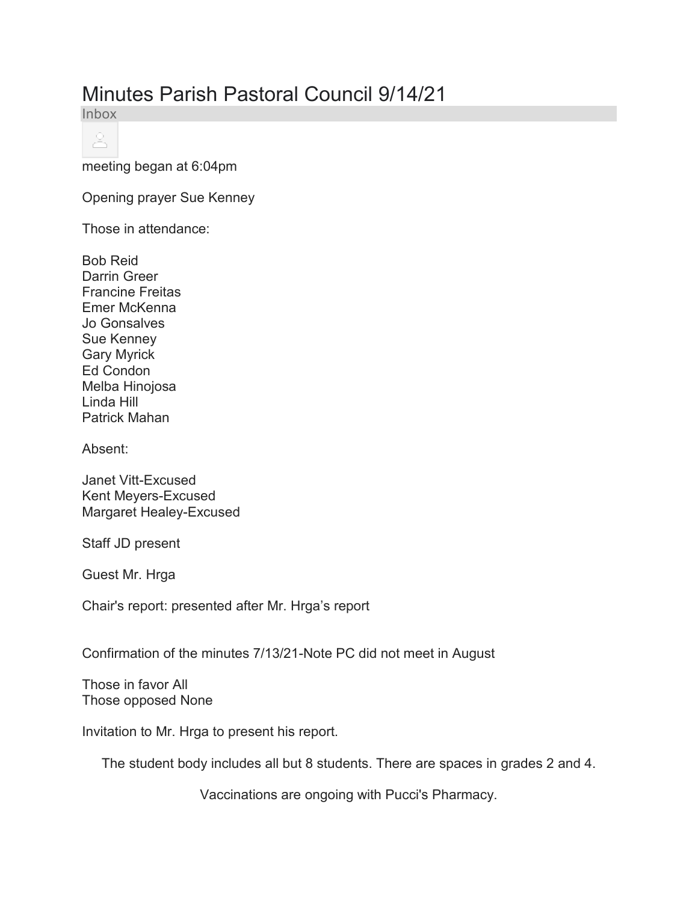# Minutes Parish Pastoral Council 9/14/21

Inbox

meeting began at 6:04pm

Opening prayer Sue Kenney

Those in attendance:

Bob Reid
Darrin Greer
Francine Freitas
Emer McKenna
Jo Gonsalves
Sue Kenney
Gary Myrick
Ed Condon
Melba Hinojosa
Linda Hill
Patrick Mahan

Absent:

Janet Vitt-Excused
Kent Meyers-Excused
Margaret Healey-Excused

Staff JD present

Guest Mr. Hrga

Chair's report: presented after Mr. Hrga's report

Confirmation of the minutes 7/13/21-Note PC did not meet in August

Those in favor All
Those opposed None

Invitation to Mr. Hrga to present his report.

The student body includes all but 8 students. There are spaces in grades 2 and 4.

Vaccinations are ongoing with Pucci's Pharmacy.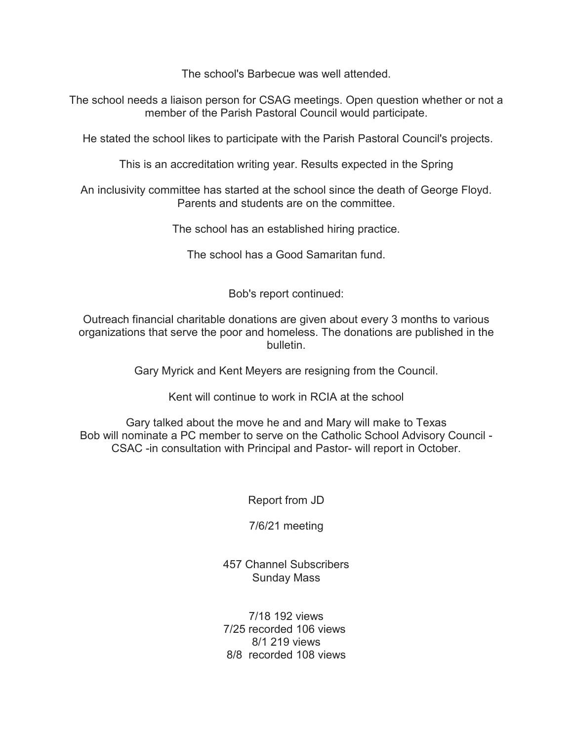The school's Barbecue was well attended.

The school needs a liaison person for CSAG meetings. Open question whether or not a member of the Parish Pastoral Council would participate.

He stated the school likes to participate with the Parish Pastoral Council's projects.

This is an accreditation writing year. Results expected in the Spring

An inclusivity committee has started at the school since the death of George Floyd. Parents and students are on the committee.

The school has an established hiring practice.

The school has a Good Samaritan fund.

Bob's report continued:

Outreach financial charitable donations are given about every 3 months to various organizations that serve the poor and homeless. The donations are published in the bulletin.

Gary Myrick and Kent Meyers are resigning from the Council.

Kent will continue to work in RCIA at the school

Gary talked about the move he and and Mary will make to Texas
Bob will nominate a PC member to serve on the Catholic School Advisory Council - CSAC -in consultation with Principal and Pastor- will report in October.

Report from JD

7/6/21 meeting

457 Channel Subscribers
Sunday Mass

7/18 192 views
7/25 recorded 106 views
8/1 219 views
8/8 recorded 108 views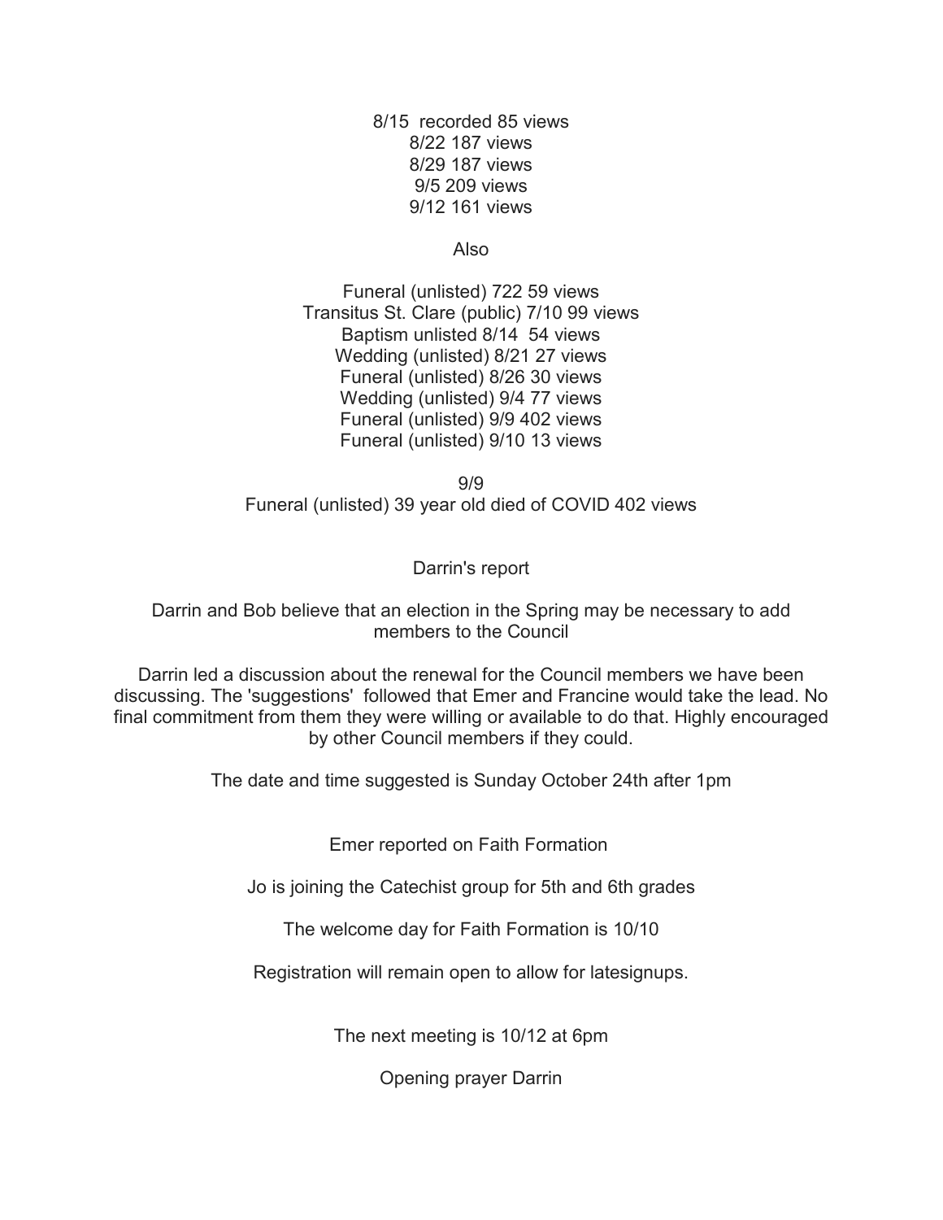8/15 recorded 85 views
8/22 187 views
8/29 187 views
9/5 209 views
9/12 161 views

Also

Funeral (unlisted) 722 59 views
Transitus St. Clare (public) 7/10 99 views
Baptism unlisted 8/14 54 views
Wedding (unlisted) 8/21 27 views
Funeral (unlisted) 8/26 30 views
Wedding (unlisted) 9/4 77 views
Funeral (unlisted) 9/9 402 views
Funeral (unlisted) 9/10 13 views

9/9
Funeral (unlisted) 39 year old died of COVID 402 views

Darrin's report

Darrin and Bob believe that an election in the Spring may be necessary to add members to the Council

Darrin led a discussion about the renewal for the Council members we have been discussing. The 'suggestions' followed that Emer and Francine would take the lead. No final commitment from them they were willing or available to do that. Highly encouraged by other Council members if they could.

The date and time suggested is Sunday October 24th after 1pm

Emer reported on Faith Formation

Jo is joining the Catechist group for 5th and 6th grades

The welcome day for Faith Formation is 10/10

Registration will remain open to allow for latesignups.

The next meeting is 10/12 at 6pm

Opening prayer Darrin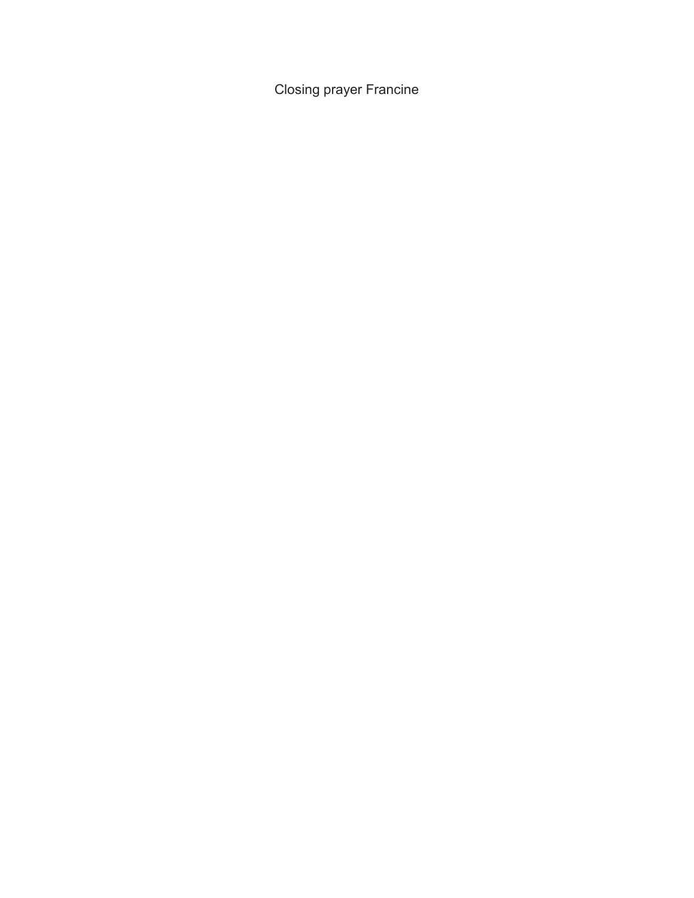Closing prayer Francine